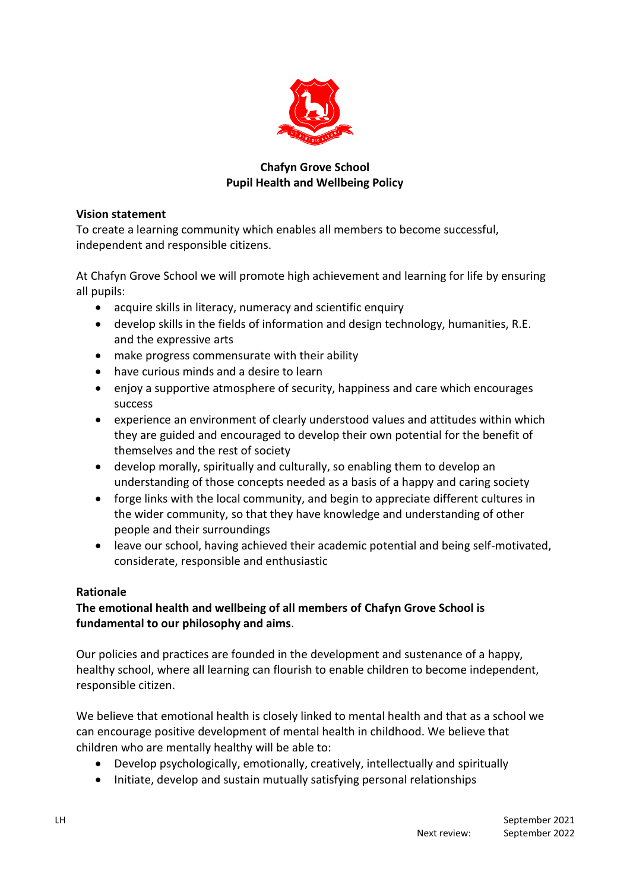# Chafyn Grove School
## Pupil Health and Wellbeing Policy

**Vision statement**

To create a learning community which enables all members to become successful, independent and responsible citizens.

At Chafyn Grove School we will promote high achievement and learning for life by ensuring all pupils:

- acquire skills in literacy, numeracy and scientific enquiry
- develop skills in the fields of information and design technology, humanities, R.E. and the expressive arts
- make progress commensurate with their ability
- have curious minds and a desire to learn
- enjoy a supportive atmosphere of security, happiness and care which encourages success
- experience an environment of clearly understood values and attitudes within which they are guided and encouraged to develop their own potential for the benefit of themselves and the rest of society
- develop morally, spiritually and culturally, so enabling them to develop an understanding of those concepts needed as a basis of a happy and caring society
- forge links with the local community, and begin to appreciate different cultures in the wider community, so that they have knowledge and understanding of other people and their surroundings
- leave our school, having achieved their academic potential and being self-motivated, considerate, responsible and enthusiastic

**Rationale**

**The emotional health and wellbeing of all members of Chafyn Grove School is fundamental to our philosophy and aims**.

Our policies and practices are founded in the development and sustenance of a happy, healthy school, where all learning can flourish to enable children to become independent, responsible citizen.

We believe that emotional health is closely linked to mental health and that as a school we can encourage positive development of mental health in childhood. We believe that children who are mentally healthy will be able to:

- Develop psychologically, emotionally, creatively, intellectually and spiritually
- Initiate, develop and sustain mutually satisfying personal relationships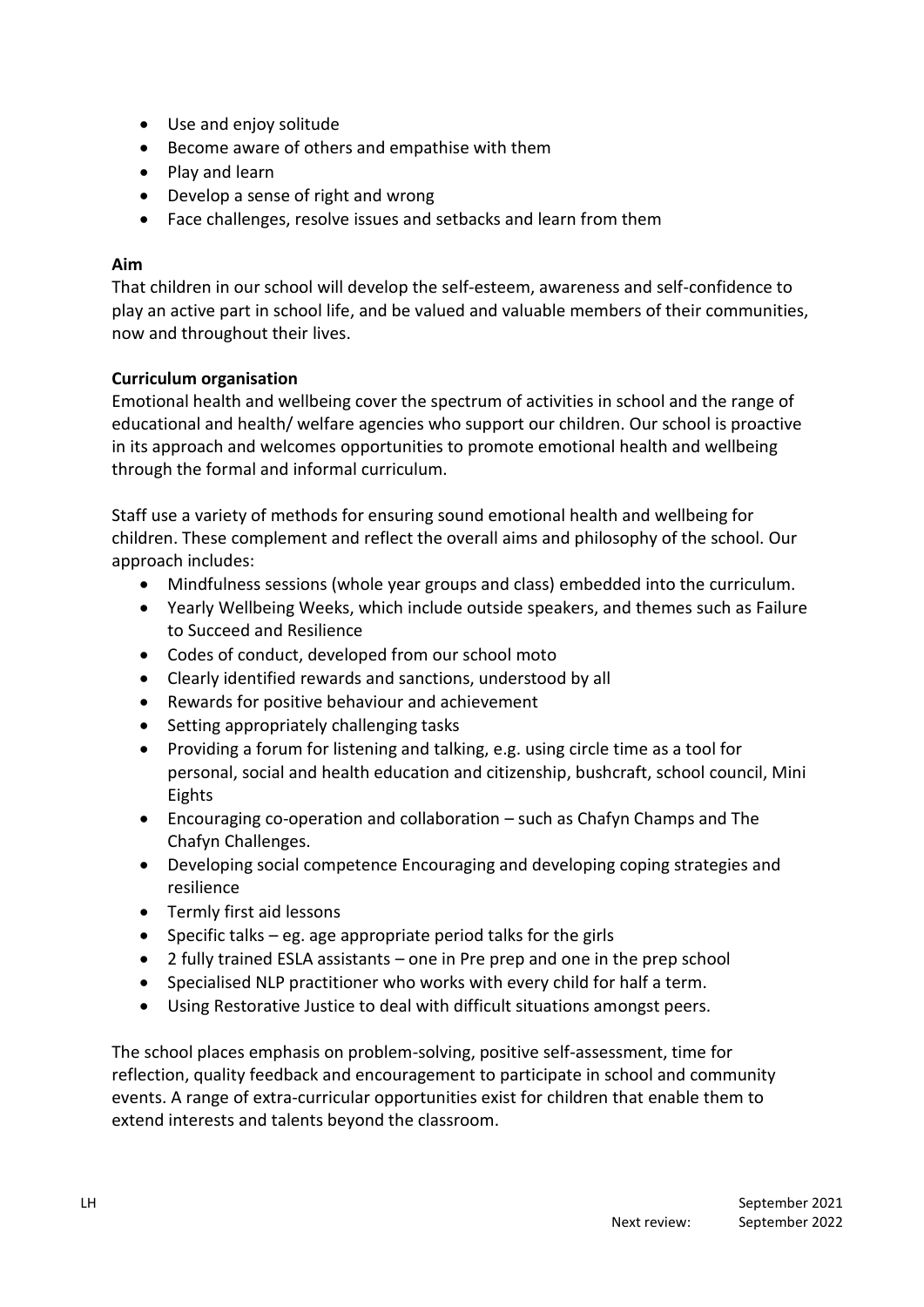- Use and enjoy solitude
- Become aware of others and empathise with them
- Play and learn
- Develop a sense of right and wrong
- Face challenges, resolve issues and setbacks and learn from them

**Aim**

That children in our school will develop the self-esteem, awareness and self-confidence to play an active part in school life, and be valued and valuable members of their communities, now and throughout their lives.

**Curriculum organisation**

Emotional health and wellbeing cover the spectrum of activities in school and the range of educational and health/ welfare agencies who support our children. Our school is proactive in its approach and welcomes opportunities to promote emotional health and wellbeing through the formal and informal curriculum.

Staff use a variety of methods for ensuring sound emotional health and wellbeing for children. These complement and reflect the overall aims and philosophy of the school. Our approach includes:

- Mindfulness sessions (whole year groups and class) embedded into the curriculum.
- Yearly Wellbeing Weeks, which include outside speakers, and themes such as Failure to Succeed and Resilience
- Codes of conduct, developed from our school moto
- Clearly identified rewards and sanctions, understood by all
- Rewards for positive behaviour and achievement
- Setting appropriately challenging tasks
- Providing a forum for listening and talking, e.g. using circle time as a tool for personal, social and health education and citizenship, bushcraft, school council, Mini Eights
- Encouraging co-operation and collaboration – such as Chafyn Champs and The Chafyn Challenges.
- Developing social competence Encouraging and developing coping strategies and resilience
- Termly first aid lessons
- Specific talks – eg. age appropriate period talks for the girls
- 2 fully trained ESLA assistants – one in Pre prep and one in the prep school
- Specialised NLP practitioner who works with every child for half a term.
- Using Restorative Justice to deal with difficult situations amongst peers.

The school places emphasis on problem-solving, positive self-assessment, time for reflection, quality feedback and encouragement to participate in school and community events. A range of extra-curricular opportunities exist for children that enable them to extend interests and talents beyond the classroom.

LH September 2021
Next review: September 2022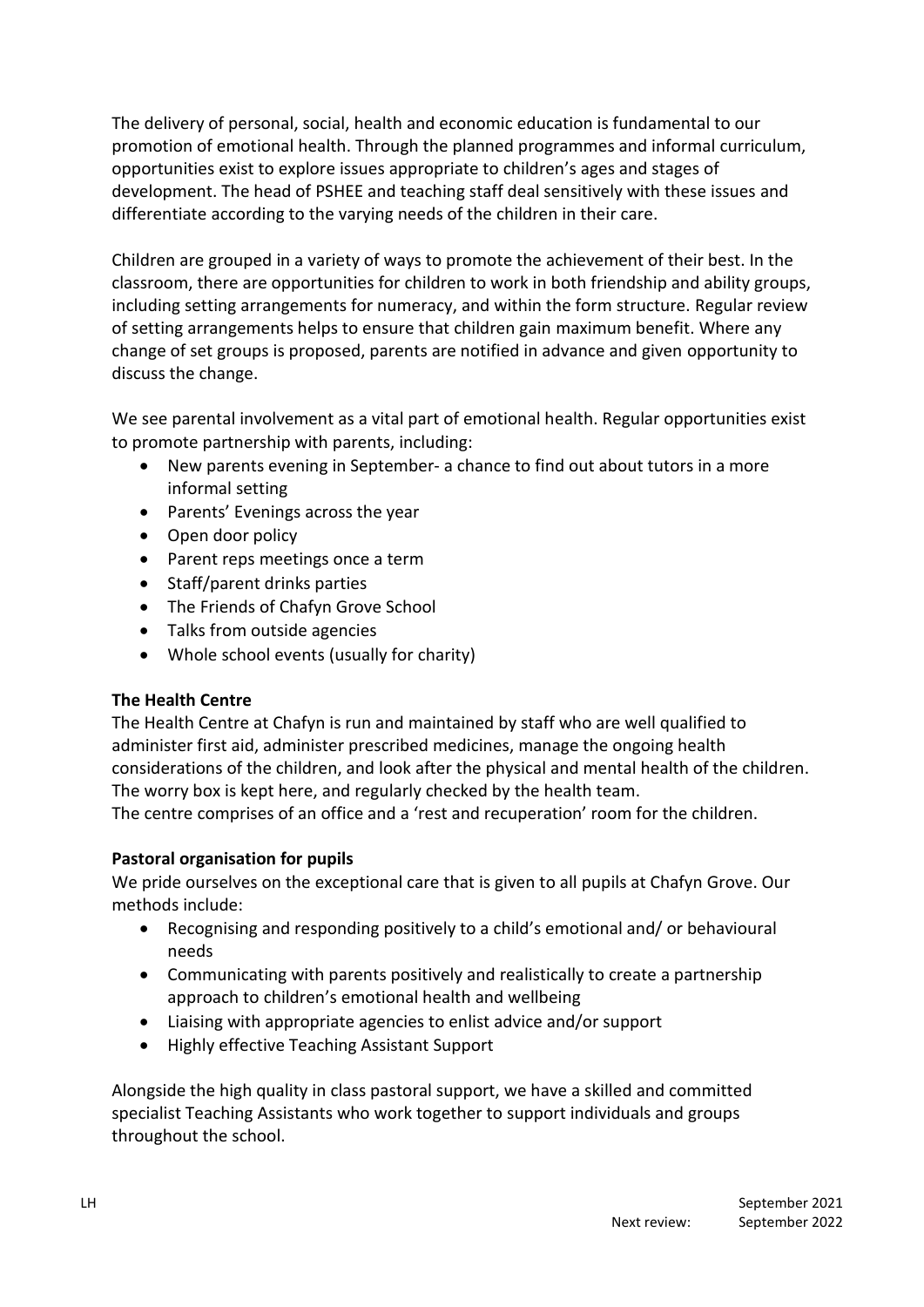The delivery of personal, social, health and economic education is fundamental to our promotion of emotional health. Through the planned programmes and informal curriculum, opportunities exist to explore issues appropriate to children's ages and stages of development. The head of PSHEE and teaching staff deal sensitively with these issues and differentiate according to the varying needs of the children in their care.

Children are grouped in a variety of ways to promote the achievement of their best. In the classroom, there are opportunities for children to work in both friendship and ability groups, including setting arrangements for numeracy, and within the form structure. Regular review of setting arrangements helps to ensure that children gain maximum benefit. Where any change of set groups is proposed, parents are notified in advance and given opportunity to discuss the change.

We see parental involvement as a vital part of emotional health. Regular opportunities exist to promote partnership with parents, including:

- New parents evening in September- a chance to find out about tutors in a more informal setting
- Parents' Evenings across the year
- Open door policy
- Parent reps meetings once a term
- Staff/parent drinks parties
- The Friends of Chafyn Grove School
- Talks from outside agencies
- Whole school events (usually for charity)

**The Health Centre**

The Health Centre at Chafyn is run and maintained by staff who are well qualified to administer first aid, administer prescribed medicines, manage the ongoing health considerations of the children, and look after the physical and mental health of the children. The worry box is kept here, and regularly checked by the health team.
The centre comprises of an office and a 'rest and recuperation' room for the children.

**Pastoral organisation for pupils**

We pride ourselves on the exceptional care that is given to all pupils at Chafyn Grove. Our methods include:

- Recognising and responding positively to a child's emotional and/ or behavioural needs
- Communicating with parents positively and realistically to create a partnership approach to children's emotional health and wellbeing
- Liaising with appropriate agencies to enlist advice and/or support
- Highly effective Teaching Assistant Support

Alongside the high quality in class pastoral support, we have a skilled and committed specialist Teaching Assistants who work together to support individuals and groups throughout the school.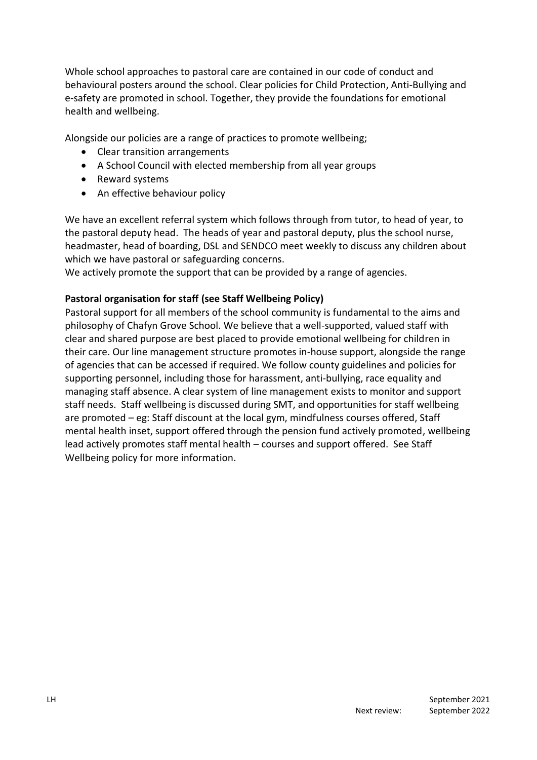Whole school approaches to pastoral care are contained in our code of conduct and behavioural posters around the school. Clear policies for Child Protection, Anti-Bullying and e-safety are promoted in school. Together, they provide the foundations for emotional health and wellbeing.

Alongside our policies are a range of practices to promote wellbeing;

- Clear transition arrangements
- A School Council with elected membership from all year groups
- Reward systems
- An effective behaviour policy

We have an excellent referral system which follows through from tutor, to head of year, to the pastoral deputy head. The heads of year and pastoral deputy, plus the school nurse, headmaster, head of boarding, DSL and SENDCO meet weekly to discuss any children about which we have pastoral or safeguarding concerns.

We actively promote the support that can be provided by a range of agencies.

**Pastoral organisation for staff (see Staff Wellbeing Policy)**

Pastoral support for all members of the school community is fundamental to the aims and philosophy of Chafyn Grove School. We believe that a well-supported, valued staff with clear and shared purpose are best placed to provide emotional wellbeing for children in their care. Our line management structure promotes in-house support, alongside the range of agencies that can be accessed if required. We follow county guidelines and policies for supporting personnel, including those for harassment, anti-bullying, race equality and managing staff absence. A clear system of line management exists to monitor and support staff needs. Staff wellbeing is discussed during SMT, and opportunities for staff wellbeing are promoted – eg: Staff discount at the local gym, mindfulness courses offered, Staff mental health inset, support offered through the pension fund actively promoted, wellbeing lead actively promotes staff mental health – courses and support offered. See Staff Wellbeing policy for more information.

LH

September 2021
Next review: September 2022